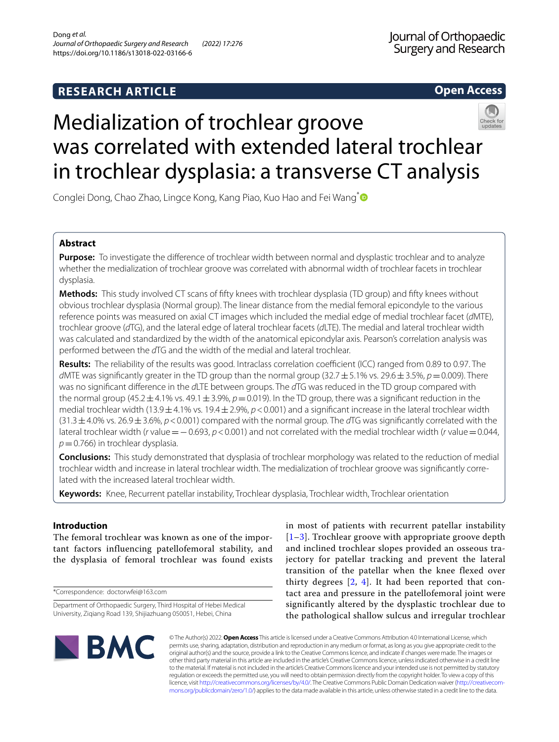**RESEARCH ARTICLE**

**Open Access**

# Medialization of trochlear groove was correlated with extended lateral trochlear in trochlear dysplasia: a transverse CT analysis

Conglei Dong, Chao Zhao, Lingce Kong, Kang Piao, Kuo Hao and Fei Wang*

## Abstract

**Purpose:** To investigate the difference of trochlear width between normal and dysplastic trochlear and to analyze whether the medialization of trochlear groove was correlated with abnormal width of trochlear facets in trochlear dysplasia.

**Methods:** This study involved CT scans of fifty knees with trochlear dysplasia (TD group) and fifty knees without obvious trochlear dysplasia (Normal group). The linear distance from the medial femoral epicondyle to the various reference points was measured on axial CT images which included the medial edge of medial trochlear facet (*d*MTE), trochlear groove (*d*TG), and the lateral edge of lateral trochlear facets (*d*LTE). The medial and lateral trochlear width was calculated and standardized by the width of the anatomical epicondylar axis. Pearson's correlation analysis was performed between the *d*TG and the width of the medial and lateral trochlear.

**Results:** The reliability of the results was good. Intraclass correlation coefficient (ICC) ranged from 0.89 to 0.97. The *d*MTE was significantly greater in the TD group than the normal group (32.7 ± 5.1% vs. 29.6 ± 3.5%, $p = 0.009$). There was no significant difference in the *d*LTE between groups. The *d*TG was reduced in the TD group compared with the normal group (45.2 ± 4.1% vs. 49.1 ± 3.9%, $p = 0.019$). In the TD group, there was a significant reduction in the medial trochlear width (13.9 ± 4.1% vs. 19.4 ± 2.9%, $p < 0.001$) and a significant increase in the lateral trochlear width (31.3 ± 4.0% vs. 26.9 ± 3.6%, $p < 0.001$) compared with the normal group. The *d*TG was significantly correlated with the lateral trochlear width (*r* value = −0.693, $p < 0.001$) and not correlated with the medial trochlear width (*r* value = 0.044, $p = 0.766$) in trochlear dysplasia.

**Conclusions:** This study demonstrated that dysplasia of trochlear morphology was related to the reduction of medial trochlear width and increase in lateral trochlear width. The medialization of trochlear groove was significantly correlated with the increased lateral trochlear width.

**Keywords:** Knee, Recurrent patellar instability, Trochlear dysplasia, Trochlear width, Trochlear orientation

## Introduction

The femoral trochlear was known as one of the important factors influencing patellofemoral stability, and the dysplasia of femoral trochlear was found exists in most of patients with recurrent patellar instability [1–3]. Trochlear groove with appropriate groove depth and inclined trochlear slopes provided an osseous trajectory for patellar tracking and prevent the lateral transition of the patellar when the knee flexed over thirty degrees [2, 4]. It had been reported that contact area and pressure in the patellofemoral joint were significantly altered by the dysplastic trochlear due to the pathological shallow sulcus and irregular trochlear

*Correspondence: doctorwfei@163.com

Department of Orthopaedic Surgery, Third Hospital of Hebei Medical University, Ziqiang Road 139, Shijiazhuang 050051, Hebei, China

© The Author(s) 2022. **Open Access** This article is licensed under a Creative Commons Attribution 4.0 International License, which permits use, sharing, adaptation, distribution and reproduction in any medium or format, as long as you give appropriate credit to the original author(s) and the source, provide a link to the Creative Commons licence, and indicate if changes were made. The images or other third party material in this article are included in the article's Creative Commons licence, unless indicated otherwise in a credit line to the material. If material is not included in the article's Creative Commons licence and your intended use is not permitted by statutory regulation or exceeds the permitted use, you will need to obtain permission directly from the copyright holder. To view a copy of this licence, visit http://creativecommons.org/licenses/by/4.0/. The Creative Commons Public Domain Dedication waiver (http://creativecommons.org/publicdomain/zero/1.0/) applies to the data made available in this article, unless otherwise stated in a credit line to the data.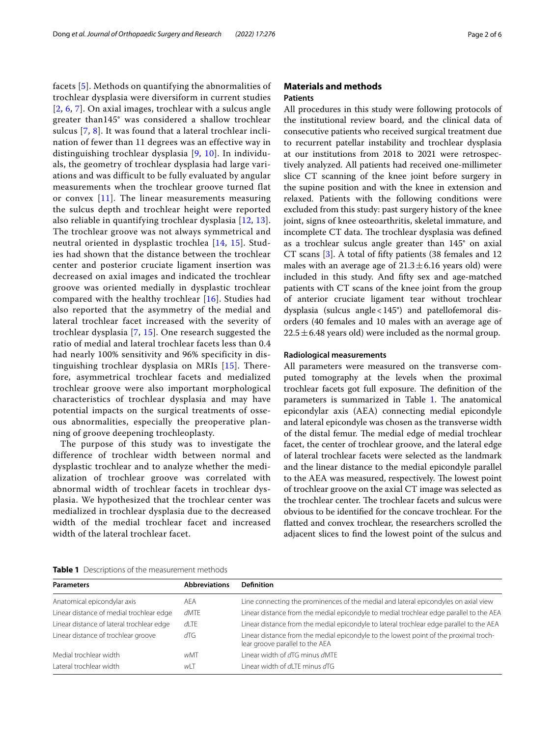facets [5]. Methods on quantifying the abnormalities of trochlear dysplasia were diversiform in current studies [2, 6, 7]. On axial images, trochlear with a sulcus angle greater than145° was considered a shallow trochlear sulcus [7, 8]. It was found that a lateral trochlear inclination of fewer than 11 degrees was an effective way in distinguishing trochlear dysplasia [9, 10]. In individuals, the geometry of trochlear dysplasia had large variations and was difficult to be fully evaluated by angular measurements when the trochlear groove turned flat or convex [11]. The linear measurements measuring the sulcus depth and trochlear height were reported also reliable in quantifying trochlear dysplasia [12, 13]. The trochlear groove was not always symmetrical and neutral oriented in dysplastic trochlea [14, 15]. Studies had shown that the distance between the trochlear center and posterior cruciate ligament insertion was decreased on axial images and indicated the trochlear groove was oriented medially in dysplastic trochlear compared with the healthy trochlear [16]. Studies had also reported that the asymmetry of the medial and lateral trochlear facet increased with the severity of trochlear dysplasia [7, 15]. One research suggested the ratio of medial and lateral trochlear facets less than 0.4 had nearly 100% sensitivity and 96% specificity in distinguishing trochlear dysplasia on MRIs [15]. Therefore, asymmetrical trochlear facets and medialized trochlear groove were also important morphological characteristics of trochlear dysplasia and may have potential impacts on the surgical treatments of osseous abnormalities, especially the preoperative planning of groove deepening trochleoplasty.

The purpose of this study was to investigate the difference of trochlear width between normal and dysplastic trochlear and to analyze whether the medialization of trochlear groove was correlated with abnormal width of trochlear facets in trochlear dysplasia. We hypothesized that the trochlear center was medialized in trochlear dysplasia due to the decreased width of the medial trochlear facet and increased width of the lateral trochlear facet.

## Materials and methods

### Patients

All procedures in this study were following protocols of the institutional review board, and the clinical data of consecutive patients who received surgical treatment due to recurrent patellar instability and trochlear dysplasia at our institutions from 2018 to 2021 were retrospectively analyzed. All patients had received one-millimeter slice CT scanning of the knee joint before surgery in the supine position and with the knee in extension and relaxed. Patients with the following conditions were excluded from this study: past surgery history of the knee joint, signs of knee osteoarthritis, skeletal immature, and incomplete CT data. The trochlear dysplasia was defined as a trochlear sulcus angle greater than 145° on axial CT scans [3]. A total of fifty patients (38 females and 12 males with an average age of $21.3 \pm 6.16$ years old) were included in this study. And fifty sex and age-matched patients with CT scans of the knee joint from the group of anterior cruciate ligament tear without trochlear dysplasia (sulcus angle < 145°) and patellofemoral disorders (40 females and 10 males with an average age of $22.5 \pm 6.48$ years old) were included as the normal group.

### Radiological measurements

All parameters were measured on the transverse computed tomography at the levels when the proximal trochlear facets got full exposure. The definition of the parameters is summarized in Table 1. The anatomical epicondylar axis (AEA) connecting medial epicondyle and lateral epicondyle was chosen as the transverse width of the distal femur. The medial edge of medial trochlear facet, the center of trochlear groove, and the lateral edge of lateral trochlear facets were selected as the landmark and the linear distance to the medial epicondyle parallel to the AEA was measured, respectively. The lowest point of trochlear groove on the axial CT image was selected as the trochlear center. The trochlear facets and sulcus were obvious to be identified for the concave trochlear. For the flatted and convex trochlear, the researchers scrolled the adjacent slices to find the lowest point of the sulcus and

**Table 1** Descriptions of the measurement methods

| Parameters | Abbreviations | Definition |
|---|---|---|
| Anatomical epicondylar axis | AEA | Line connecting the prominences of the medial and lateral epicondyles on axial view |
| Linear distance of medial trochlear edge | *d*MTE | Linear distance from the medial epicondyle to medial trochlear edge parallel to the AEA |
| Linear distance of lateral trochlear edge | *d*LTE | Linear distance from the medial epicondyle to lateral trochlear edge parallel to the AEA |
| Linear distance of trochlear groove | *d*TG | Linear distance from the medial epicondyle to the lowest point of the proximal trochlear groove parallel to the AEA |
| Medial trochlear width | *w*MT | Linear width of *d*TG minus *d*MTE |
| Lateral trochlear width | *w*LT | Linear width of *d*LTE minus *d*TG |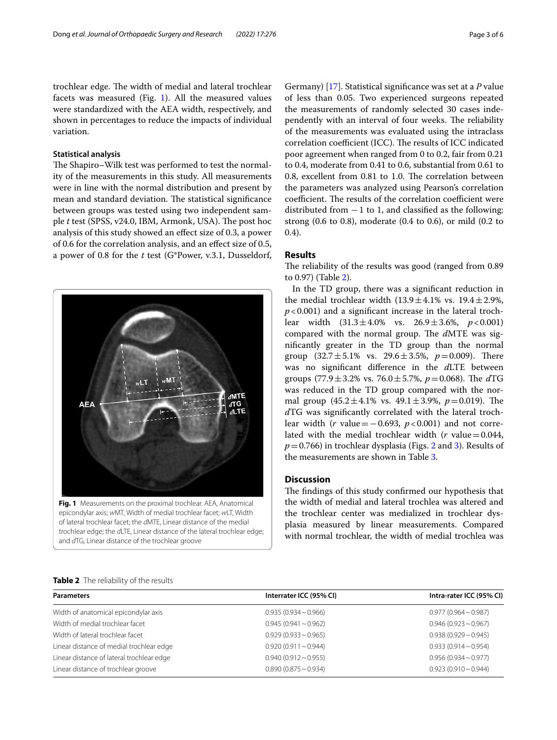trochlear edge. The width of medial and lateral trochlear facets was measured (Fig. 1). All the measured values were standardized with the AEA width, respectively, and shown in percentages to reduce the impacts of individual variation.

### Statistical analysis

The Shapiro–Wilk test was performed to test the normality of the measurements in this study. All measurements were in line with the normal distribution and present by mean and standard deviation. The statistical significance between groups was tested using two independent sample *t* test (SPSS, v24.0, IBM, Armonk, USA). The post hoc analysis of this study showed an effect size of 0.3, a power of 0.6 for the correlation analysis, and an effect size of 0.5, a power of 0.8 for the *t* test (G*Power, v.3.1, Dusseldorf, Germany) [17]. Statistical significance was set at a *P* value of less than 0.05. Two experienced surgeons repeated the measurements of randomly selected 30 cases independently with an interval of four weeks. The reliability of the measurements was evaluated using the intraclass correlation coefficient (ICC). The results of ICC indicated poor agreement when ranged from 0 to 0.2, fair from 0.21 to 0.4, moderate from 0.41 to 0.6, substantial from 0.61 to 0.8, excellent from 0.81 to 1.0. The correlation between the parameters was analyzed using Pearson's correlation coefficient. The results of the correlation coefficient were distributed from −1 to 1, and classified as the following: strong (0.6 to 0.8), moderate (0.4 to 0.6), or mild (0.2 to 0.4).

**Fig. 1** Measurements on the proximal trochlear. AEA, Anatomical epicondylar axis; *w*MT, Width of medial trochlear facet; *w*LT, Width of lateral trochlear facet; the *d*MTE, Linear distance of the medial trochlear edge; the *d*LTE, Linear distance of the lateral trochlear edge; and *d*TG, Linear distance of the trochlear groove

## Results

The reliability of the results was good (ranged from 0.89 to 0.97) (Table 2).

In the TD group, there was a significant reduction in the medial trochlear width (13.9 ± 4.1% vs. 19.4 ± 2.9%, $p < 0.001$) and a significant increase in the lateral trochlear width (31.3 ± 4.0% vs. 26.9 ± 3.6%, $p < 0.001$) compared with the normal group. The *d*MTE was significantly greater in the TD group than the normal group (32.7 ± 5.1% vs. 29.6 ± 3.5%, $p = 0.009$). There was no significant difference in the *d*LTE between groups (77.9 ± 3.2% vs. 76.0 ± 5.7%, $p = 0.068$). The *d*TG was reduced in the TD group compared with the normal group (45.2 ± 4.1% vs. 49.1 ± 3.9%, $p = 0.019$). The *d*TG was significantly correlated with the lateral trochlear width (*r* value = −0.693, $p < 0.001$) and not correlated with the medial trochlear width (*r* value = 0.044, $p = 0.766$) in trochlear dysplasia (Figs. 2 and 3). Results of the measurements are shown in Table 3.

## Discussion

The findings of this study confirmed our hypothesis that the width of medial and lateral trochlea was altered and the trochlear center was medialized in trochlear dysplasia measured by linear measurements. Compared with normal trochlear, the width of medial trochlea was

**Table 2** The reliability of the results

| Parameters | Interrater ICC (95% CI) | Intra-rater ICC (95% CI) |
|---|---|---|
| Width of anatomical epicondylar axis | 0.935 (0.934 ~ 0.966) | 0.977 (0.964 ~ 0.987) |
| Width of medial trochlear facet | 0.945 (0.941 ~ 0.962) | 0.946 (0.923 ~ 0.967) |
| Width of lateral trochlear facet | 0.929 (0.933 ~ 0.965) | 0.938 (0.929 ~ 0.945) |
| Linear distance of medial trochlear edge | 0.920 (0.911 ~ 0.944) | 0.933 (0.914 ~ 0.954) |
| Linear distance of lateral trochlear edge | 0.940 (0.912 ~ 0.955) | 0.956 (0.934 ~ 0.977) |
| Linear distance of trochlear groove | 0.890 (0.875 ~ 0.934) | 0.923 (0.910 ~ 0.944) |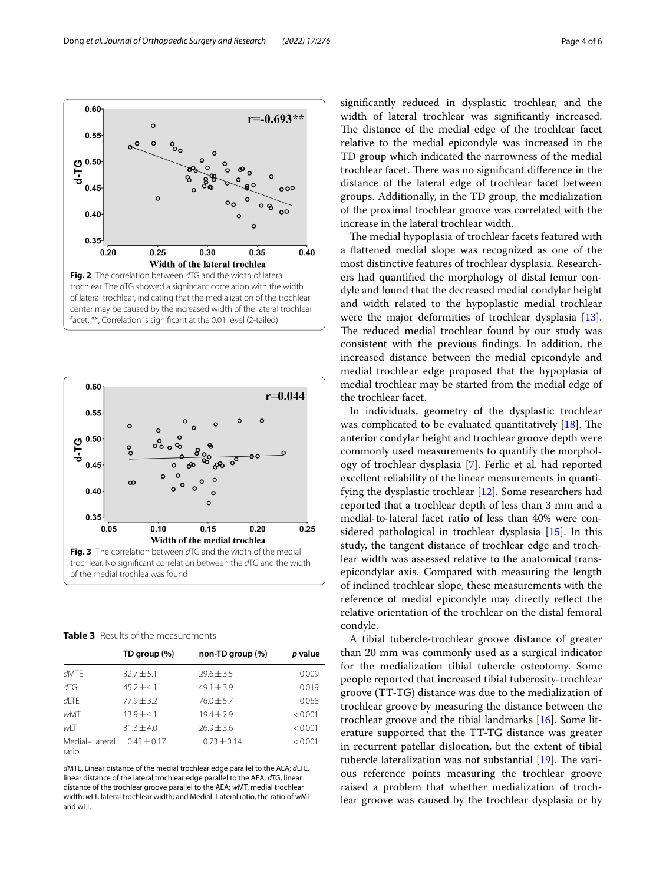**Fig. 2** The correlation between *d*TG and the width of lateral trochlear. The *d*TG showed a significant correlation with the width of lateral trochlear, indicating that the medialization of the trochlear center may be caused by the increased width of the lateral trochlear facet. **, Correlation is significant at the 0.01 level (2-tailed)

**Fig. 3** The correlation between *d*TG and the width of the medial trochlear. No significant correlation between the *d*TG and the width of the medial trochlea was found

**Table 3** Results of the measurements

| | TD group (%) | non-TD group (%) | *p* value |
|---|---|---|---|
| *d*MTE | 32.7 ± 5.1 | 29.6 ± 3.5 | 0.009 |
| *d*TG | 45.2 ± 4.1 | 49.1 ± 3.9 | 0.019 |
| *d*LTE | 77.9 ± 3.2 | 76.0 ± 5.7 | 0.068 |
| *w*MT | 13.9 ± 4.1 | 19.4 ± 2.9 | < 0.001 |
| *w*LT | 31.3 ± 4.0 | 26.9 ± 3.6 | < 0.001 |
| Medial–Lateral ratio | 0.45 ± 0.17 | 0.73 ± 0.14 | < 0.001 |

*d*MTE, Linear distance of the medial trochlear edge parallel to the AEA; *d*LTE, linear distance of the lateral trochlear edge parallel to the AEA; *d*TG, linear distance of the trochlear groove parallel to the AEA; *w*MT, medial trochlear width; *w*LT, lateral trochlear width; and Medial–Lateral ratio, the ratio of wMT and wLT.

significantly reduced in dysplastic trochlear, and the width of lateral trochlear was significantly increased. The distance of the medial edge of the trochlear facet relative to the medial epicondyle was increased in the TD group which indicated the narrowness of the medial trochlear facet. There was no significant difference in the distance of the lateral edge of trochlear facet between groups. Additionally, in the TD group, the medialization of the proximal trochlear groove was correlated with the increase in the lateral trochlear width.

The medial hypoplasia of trochlear facets featured with a flattened medial slope was recognized as one of the most distinctive features of trochlear dysplasia. Researchers had quantified the morphology of distal femur condyle and found that the decreased medial condylar height and width related to the hypoplastic medial trochlear were the major deformities of trochlear dysplasia [13]. The reduced medial trochlear found by our study was consistent with the previous findings. In addition, the increased distance between the medial epicondyle and medial trochlear edge proposed that the hypoplasia of medial trochlear may be started from the medial edge of the trochlear facet.

In individuals, geometry of the dysplastic trochlear was complicated to be evaluated quantitatively [18]. The anterior condylar height and trochlear groove depth were commonly used measurements to quantify the morphology of trochlear dysplasia [7]. Ferlic et al. had reported excellent reliability of the linear measurements in quantifying the dysplastic trochlear [12]. Some researchers had reported that a trochlear depth of less than 3 mm and a medial-to-lateral facet ratio of less than 40% were considered pathological in trochlear dysplasia [15]. In this study, the tangent distance of trochlear edge and trochlear width was assessed relative to the anatomical transepicondylar axis. Compared with measuring the length of inclined trochlear slope, these measurements with the reference of medial epicondyle may directly reflect the relative orientation of the trochlear on the distal femoral condyle.

A tibial tubercle-trochlear groove distance of greater than 20 mm was commonly used as a surgical indicator for the medialization tibial tubercle osteotomy. Some people reported that increased tibial tuberosity-trochlear groove (TT-TG) distance was due to the medialization of trochlear groove by measuring the distance between the trochlear groove and the tibial landmarks [16]. Some literature supported that the TT-TG distance was greater in recurrent patellar dislocation, but the extent of tibial tubercle lateralization was not substantial [19]. The various reference points measuring the trochlear groove raised a problem that whether medialization of trochlear groove was caused by the trochlear dysplasia or by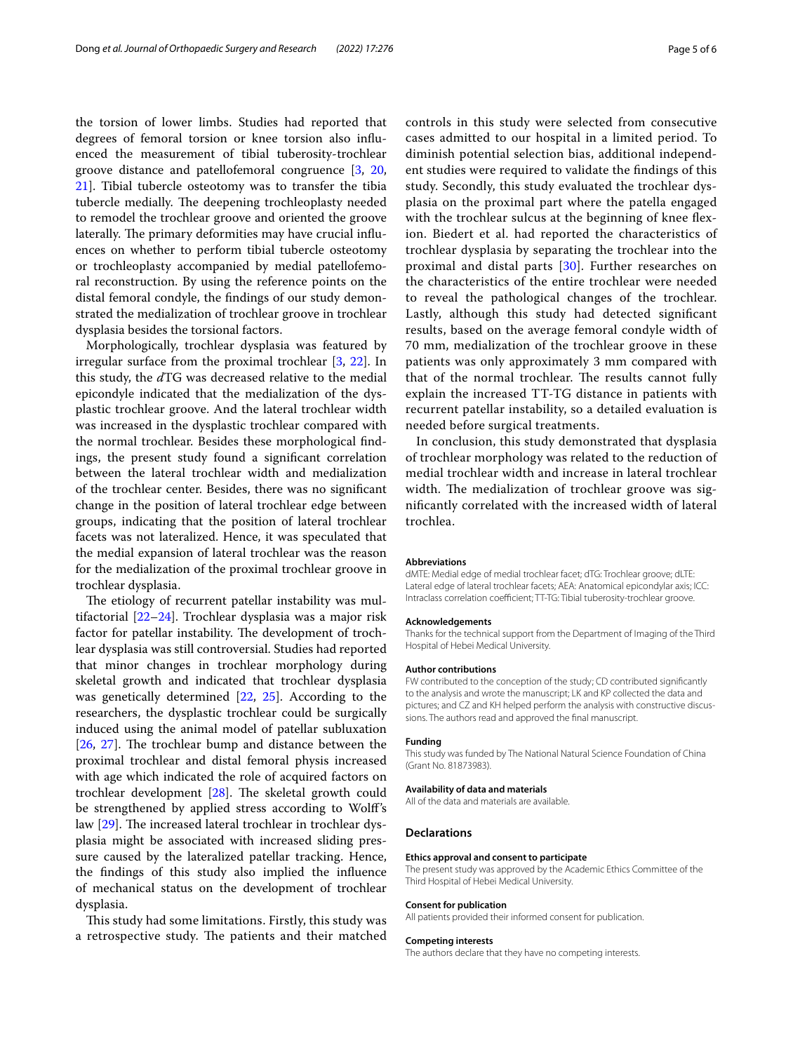the torsion of lower limbs. Studies had reported that degrees of femoral torsion or knee torsion also influenced the measurement of tibial tuberosity-trochlear groove distance and patellofemoral congruence [3, 20, 21]. Tibial tubercle osteotomy was to transfer the tibia tubercle medially. The deepening trochleoplasty needed to remodel the trochlear groove and oriented the groove laterally. The primary deformities may have crucial influences on whether to perform tibial tubercle osteotomy or trochleoplasty accompanied by medial patellofemoral reconstruction. By using the reference points on the distal femoral condyle, the findings of our study demonstrated the medialization of trochlear groove in trochlear dysplasia besides the torsional factors.

Morphologically, trochlear dysplasia was featured by irregular surface from the proximal trochlear [3, 22]. In this study, the *d*TG was decreased relative to the medial epicondyle indicated that the medialization of the dysplastic trochlear groove. And the lateral trochlear width was increased in the dysplastic trochlear compared with the normal trochlear. Besides these morphological findings, the present study found a significant correlation between the lateral trochlear width and medialization of the trochlear center. Besides, there was no significant change in the position of lateral trochlear edge between groups, indicating that the position of lateral trochlear facets was not lateralized. Hence, it was speculated that the medial expansion of lateral trochlear was the reason for the medialization of the proximal trochlear groove in trochlear dysplasia.

The etiology of recurrent patellar instability was multifactorial [22–24]. Trochlear dysplasia was a major risk factor for patellar instability. The development of trochlear dysplasia was still controversial. Studies had reported that minor changes in trochlear morphology during skeletal growth and indicated that trochlear dysplasia was genetically determined [22, 25]. According to the researchers, the dysplastic trochlear could be surgically induced using the animal model of patellar subluxation [26, 27]. The trochlear bump and distance between the proximal trochlear and distal femoral physis increased with age which indicated the role of acquired factors on trochlear development [28]. The skeletal growth could be strengthened by applied stress according to Wolff's law [29]. The increased lateral trochlear in trochlear dysplasia might be associated with increased sliding pressure caused by the lateralized patellar tracking. Hence, the findings of this study also implied the influence of mechanical status on the development of trochlear dysplasia.

This study had some limitations. Firstly, this study was a retrospective study. The patients and their matched controls in this study were selected from consecutive cases admitted to our hospital in a limited period. To diminish potential selection bias, additional independent studies were required to validate the findings of this study. Secondly, this study evaluated the trochlear dysplasia on the proximal part where the patella engaged with the trochlear sulcus at the beginning of knee flexion. Biedert et al. had reported the characteristics of trochlear dysplasia by separating the trochlear into the proximal and distal parts [30]. Further researches on the characteristics of the entire trochlear were needed to reveal the pathological changes of the trochlear. Lastly, although this study had detected significant results, based on the average femoral condyle width of 70 mm, medialization of the trochlear groove in these patients was only approximately 3 mm compared with that of the normal trochlear. The results cannot fully explain the increased TT-TG distance in patients with recurrent patellar instability, so a detailed evaluation is needed before surgical treatments.

In conclusion, this study demonstrated that dysplasia of trochlear morphology was related to the reduction of medial trochlear width and increase in lateral trochlear width. The medialization of trochlear groove was significantly correlated with the increased width of lateral trochlea.

#### Abbreviations
dMTE: Medial edge of medial trochlear facet; dTG: Trochlear groove; dLTE: Lateral edge of lateral trochlear facets; AEA: Anatomical epicondylar axis; ICC: Intraclass correlation coefficient; TT-TG: Tibial tuberosity-trochlear groove.

#### Acknowledgements
Thanks for the technical support from the Department of Imaging of the Third Hospital of Hebei Medical University.

#### Author contributions
FW contributed to the conception of the study; CD contributed significantly to the analysis and wrote the manuscript; LK and KP collected the data and pictures; and CZ and KH helped perform the analysis with constructive discussions. The authors read and approved the final manuscript.

#### Funding
This study was funded by The National Natural Science Foundation of China (Grant No. 81873983).

#### Availability of data and materials
All of the data and materials are available.

### Declarations

#### Ethics approval and consent to participate
The present study was approved by the Academic Ethics Committee of the Third Hospital of Hebei Medical University.

#### Consent for publication
All patients provided their informed consent for publication.

#### Competing interests
The authors declare that they have no competing interests.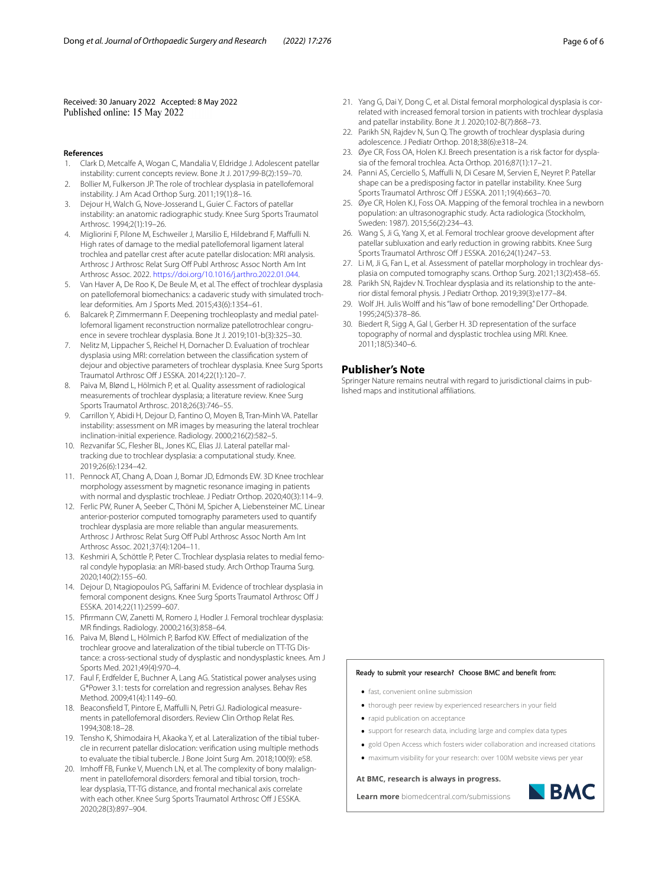Received: 30 January 2022 Accepted: 8 May 2022
Published online: 15 May 2022

**References**

1. Clark D, Metcalfe A, Wogan C, Mandalia V, Eldridge J. Adolescent patellar instability: current concepts review. Bone Jt J. 2017;99-B(2):159–70.
2. Bollier M, Fulkerson JP. The role of trochlear dysplasia in patellofemoral instability. J Am Acad Orthop Surg. 2011;19(1):8–16.
3. Dejour H, Walch G, Nove-Josserand L, Guier C. Factors of patellar instability: an anatomic radiographic study. Knee Surg Sports Traumatol Arthrosc. 1994;2(1):19–26.
4. Migliorini F, Pilone M, Eschweiler J, Marsilio E, Hildebrand F, Maffulli N. High rates of damage to the medial patellofemoral ligament lateral trochlea and patellar crest after acute patellar dislocation: MRI analysis. Arthrosc J Arthrosc Relat Surg Off Publ Arthrosc Assoc North Am Int Arthrosc Assoc. 2022. https://doi.org/10.1016/j.arthro.2022.01.044.
5. Van Haver A, De Roo K, De Beule M, et al. The effect of trochlear dysplasia on patellofemoral biomechanics: a cadaveric study with simulated trochlear deformities. Am J Sports Med. 2015;43(6):1354–61.
6. Balcarek P, Zimmermann F. Deepening trochleoplasty and medial patellofemoral ligament reconstruction normalize patellotrochlear congruence in severe trochlear dysplasia. Bone Jt J. 2019;101-b(3):325–30.
7. Nelitz M, Lippacher S, Reichel H, Dornacher D. Evaluation of trochlear dysplasia using MRI: correlation between the classification system of dejour and objective parameters of trochlear dysplasia. Knee Surg Sports Traumatol Arthrosc Off J ESSKA. 2014;22(1):120–7.
8. Paiva M, Blønd L, Hölmich P, et al. Quality assessment of radiological measurements of trochlear dysplasia; a literature review. Knee Surg Sports Traumatol Arthrosc. 2018;26(3):746–55.
9. Carrillon Y, Abidi H, Dejour D, Fantino O, Moyen B, Tran-Minh VA. Patellar instability: assessment on MR images by measuring the lateral trochlear inclination-initial experience. Radiology. 2000;216(2):582–5.
10. Rezvanifar SC, Flesher BL, Jones KC, Elias JJ. Lateral patellar maltracking due to trochlear dysplasia: a computational study. Knee. 2019;26(6):1234–42.
11. Pennock AT, Chang A, Doan J, Bomar JD, Edmonds EW. 3D Knee trochlear morphology assessment by magnetic resonance imaging in patients with normal and dysplastic trochleae. J Pediatr Orthop. 2020;40(3):114–9.
12. Ferlic PW, Runer A, Seeber C, Thöni M, Spicher A, Liebensteiner MC. Linear anterior-posterior computed tomography parameters used to quantify trochlear dysplasia are more reliable than angular measurements. Arthrosc J Arthrosc Relat Surg Off Publ Arthrosc Assoc North Am Int Arthrosc Assoc. 2021;37(4):1204–11.
13. Keshmiri A, Schöttle P, Peter C. Trochlear dysplasia relates to medial femoral condyle hypoplasia: an MRI-based study. Arch Orthop Trauma Surg. 2020;140(2):155–60.
14. Dejour D, Ntagiopoulos PG, Saffarini M. Evidence of trochlear dysplasia in femoral component designs. Knee Surg Sports Traumatol Arthrosc Off J ESSKA. 2014;22(11):2599–607.
15. Pfirrmann CW, Zanetti M, Romero J, Hodler J. Femoral trochlear dysplasia: MR findings. Radiology. 2000;216(3):858–64.
16. Paiva M, Blønd L, Hölmich P, Barfod KW. Effect of medialization of the trochlear groove and lateralization of the tibial tubercle on TT-TG Distance: a cross-sectional study of dysplastic and nondysplastic knees. Am J Sports Med. 2021;49(4):970–4.
17. Faul F, Erdfelder E, Buchner A, Lang AG. Statistical power analyses using G*Power 3.1: tests for correlation and regression analyses. Behav Res Method. 2009;41(4):1149–60.
18. Beaconsfield T, Pintore E, Maffulli N, Petri GJ. Radiological measurements in patellofemoral disorders. Review Clin Orthop Relat Res. 1994;308:18–28.
19. Tensho K, Shimodaira H, Akaoka Y, et al. Lateralization of the tibial tubercle in recurrent patellar dislocation: verification using multiple methods to evaluate the tibial tubercle. J Bone Joint Surg Am. 2018;100(9): e58.
20. Imhoff FB, Funke V, Muench LN, et al. The complexity of bony malalignment in patellofemoral disorders: femoral and tibial torsion, trochlear dysplasia, TT-TG distance, and frontal mechanical axis correlate with each other. Knee Surg Sports Traumatol Arthrosc Off J ESSKA. 2020;28(3):897–904.
21. Yang G, Dai Y, Dong C, et al. Distal femoral morphological dysplasia is correlated with increased femoral torsion in patients with trochlear dysplasia and patellar instability. Bone Jt J. 2020;102-B(7):868–73.
22. Parikh SN, Rajdev N, Sun Q. The growth of trochlear dysplasia during adolescence. J Pediatr Orthop. 2018;38(6):e318–24.
23. Øye CR, Foss OA, Holen KJ. Breech presentation is a risk factor for dysplasia of the femoral trochlea. Acta Orthop. 2016;87(1):17–21.
24. Panni AS, Cerciello S, Maffulli N, Di Cesare M, Servien E, Neyret P. Patellar shape can be a predisposing factor in patellar instability. Knee Surg Sports Traumatol Arthrosc Off J ESSKA. 2011;19(4):663–70.
25. Øye CR, Holen KJ, Foss OA. Mapping of the femoral trochlea in a newborn population: an ultrasonographic study. Acta radiologica (Stockholm, Sweden: 1987). 2015;56(2):234–43.
26. Wang S, Ji G, Yang X, et al. Femoral trochlear groove development after patellar subluxation and early reduction in growing rabbits. Knee Surg Sports Traumatol Arthrosc Off J ESSKA. 2016;24(1):247–53.
27. Li M, Ji G, Fan L, et al. Assessment of patellar morphology in trochlear dysplasia on computed tomography scans. Orthop Surg. 2021;13(2):458–65.
28. Parikh SN, Rajdev N. Trochlear dysplasia and its relationship to the anterior distal femoral physis. J Pediatr Orthop. 2019;39(3):e177–84.
29. Wolf JH. Julis Wolff and his "law of bone remodelling." Der Orthopade. 1995;24(5):378–86.
30. Biedert R, Sigg A, Gal I, Gerber H. 3D representation of the surface topography of normal and dysplastic trochlea using MRI. Knee. 2011;18(5):340–6.

## Publisher's Note

Springer Nature remains neutral with regard to jurisdictional claims in published maps and institutional affiliations.

Ready to submit your research? Choose BMC and benefit from:

- fast, convenient online submission
- thorough peer review by experienced researchers in your field
- rapid publication on acceptance
- support for research data, including large and complex data types
- gold Open Access which fosters wider collaboration and increased citations
- maximum visibility for your research: over 100M website views per year

**At BMC, research is always in progress.**

**Learn more** biomedcentral.com/submissions

BMC